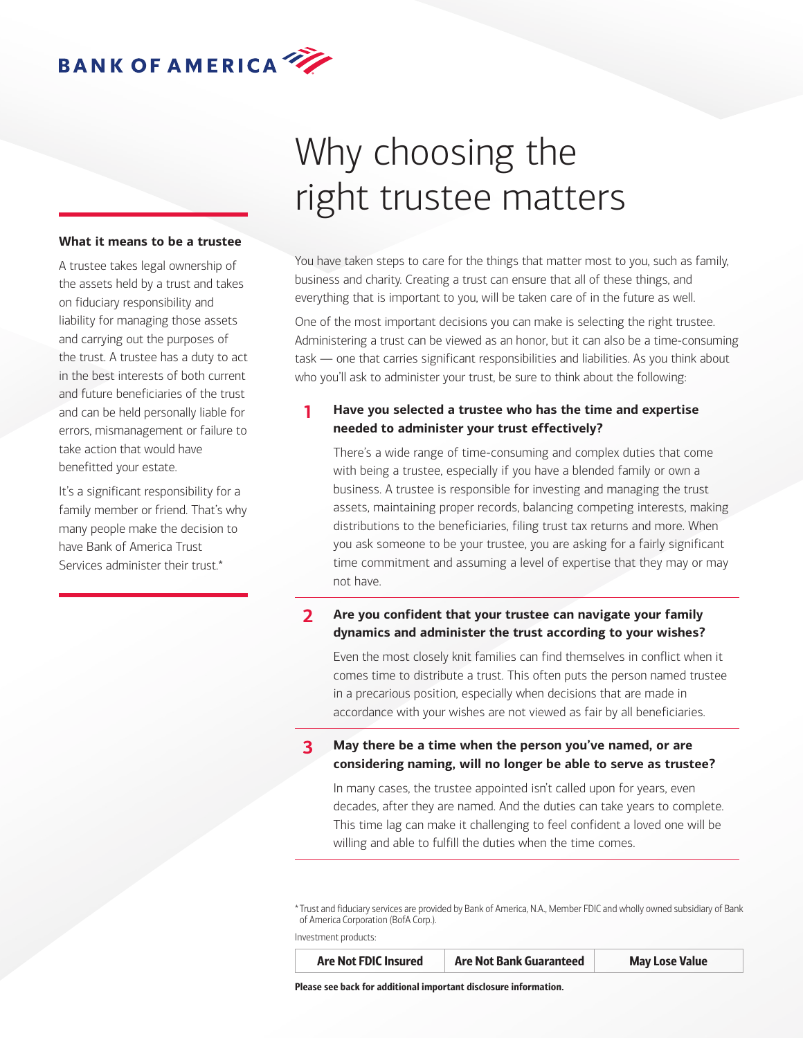BANK OF AMERICA

# Why choosing the right trustee matters

**What it means to be a trustee**

A trustee takes legal ownership of the assets held by a trust and takes on fiduciary responsibility and liability for managing those assets and carrying out the purposes of the trust. A trustee has a duty to act in the best interests of both current and future beneficiaries of the trust and can be held personally liable for errors, mismanagement or failure to take action that would have benefitted your estate.

It's a significant responsibility for a family member or friend. That's why many people make the decision to have Bank of America Trust Services administer their trust.*

You have taken steps to care for the things that matter most to you, such as family, business and charity. Creating a trust can ensure that all of these things, and everything that is important to you, will be taken care of in the future as well.

One of the most important decisions you can make is selecting the right trustee. Administering a trust can be viewed as an honor, but it can also be a time-consuming task — one that carries significant responsibilities and liabilities. As you think about who you'll ask to administer your trust, be sure to think about the following:

**1 Have you selected a trustee who has the time and expertise needed to administer your trust effectively?**

There's a wide range of time-consuming and complex duties that come with being a trustee, especially if you have a blended family or own a business. A trustee is responsible for investing and managing the trust assets, maintaining proper records, balancing competing interests, making distributions to the beneficiaries, filing trust tax returns and more. When you ask someone to be your trustee, you are asking for a fairly significant time commitment and assuming a level of expertise that they may or may not have.

**2 Are you confident that your trustee can navigate your family dynamics and administer the trust according to your wishes?**

Even the most closely knit families can find themselves in conflict when it comes time to distribute a trust. This often puts the person named trustee in a precarious position, especially when decisions that are made in accordance with your wishes are not viewed as fair by all beneficiaries.

**3 May there be a time when the person you've named, or are considering naming, will no longer be able to serve as trustee?**

In many cases, the trustee appointed isn't called upon for years, even decades, after they are named. And the duties can take years to complete. This time lag can make it challenging to feel confident a loved one will be willing and able to fulfill the duties when the time comes.

*Trust and fiduciary services are provided by Bank of America, N.A., Member FDIC and wholly owned subsidiary of Bank of America Corporation (BofA Corp.).

Investment products:

| Are Not FDIC Insured | Are Not Bank Guaranteed | May Lose Value |
|---|---|---|

**Please see back for additional important disclosure information.**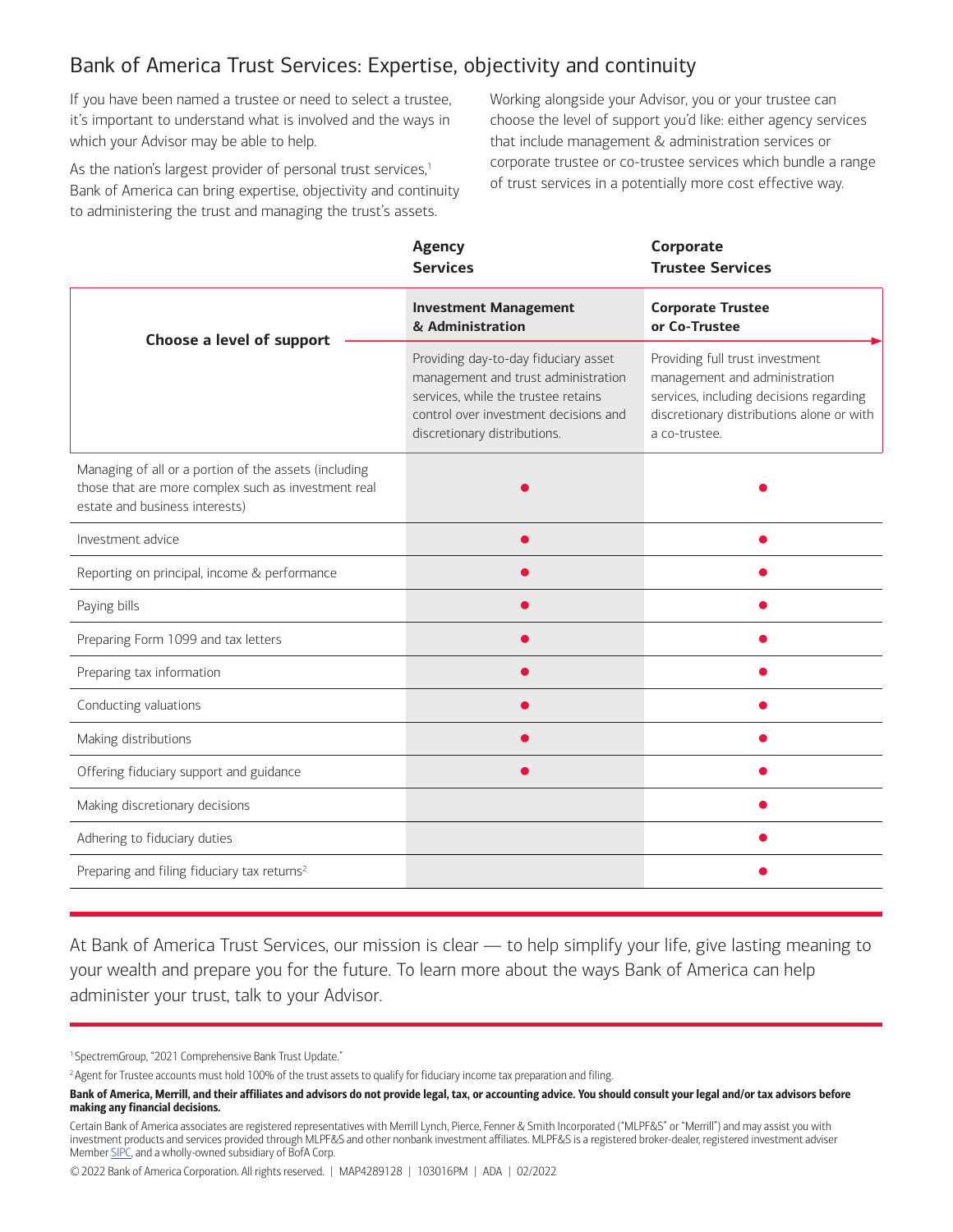## Bank of America Trust Services: Expertise, objectivity and continuity

If you have been named a trustee or need to select a trustee, it's important to understand what is involved and the ways in which your Advisor may be able to help.

As the nation's largest provider of personal trust services,[1] Bank of America can bring expertise, objectivity and continuity to administering the trust and managing the trust's assets.

Working alongside your Advisor, you or your trustee can choose the level of support you'd like: either agency services that include management & administration services or corporate trustee or co-trustee services which bundle a range of trust services in a potentially more cost effective way.

| | Agency Services | Corporate Trustee Services |
|---|---|---|
| **Choose a level of support** | **Investment Management & Administration**<br>Providing day-to-day fiduciary asset management and trust administration services, while the trustee retains control over investment decisions and discretionary distributions. | **Corporate Trustee or Co-Trustee**<br>Providing full trust investment management and administration services, including decisions regarding discretionary distributions alone or with a co-trustee. |
| Managing of all or a portion of the assets (including those that are more complex such as investment real estate and business interests) | ● | ● |
| Investment advice | ● | ● |
| Reporting on principal, income & performance | ● | ● |
| Paying bills | ● | ● |
| Preparing Form 1099 and tax letters | ● | ● |
| Preparing tax information | ● | ● |
| Conducting valuations | ● | ● |
| Making distributions | ● | ● |
| Offering fiduciary support and guidance | ● | ● |
| Making discretionary decisions | | ● |
| Adhering to fiduciary duties | | ● |
| Preparing and filing fiduciary tax returns[2] | | ● |

At Bank of America Trust Services, our mission is clear — to help simplify your life, give lasting meaning to your wealth and prepare you for the future. To learn more about the ways Bank of America can help administer your trust, talk to your Advisor.

[1] SpectremGroup, "2021 Comprehensive Bank Trust Update."

[2] Agent for Trustee accounts must hold 100% of the trust assets to qualify for fiduciary income tax preparation and filing.

**Bank of America, Merrill, and their affiliates and advisors do not provide legal, tax, or accounting advice. You should consult your legal and/or tax advisors before making any financial decisions.**

Certain Bank of America associates are registered representatives with Merrill Lynch, Pierce, Fenner & Smith Incorporated ("MLPF&S" or "Merrill") and may assist you with investment products and services provided through MLPF&S and other nonbank investment affiliates. MLPF&S is a registered broker-dealer, registered investment adviser Member SIPC, and a wholly-owned subsidiary of BofA Corp.

© 2022 Bank of America Corporation. All rights reserved. | MAP4289128 | 103016PM | ADA | 02/2022